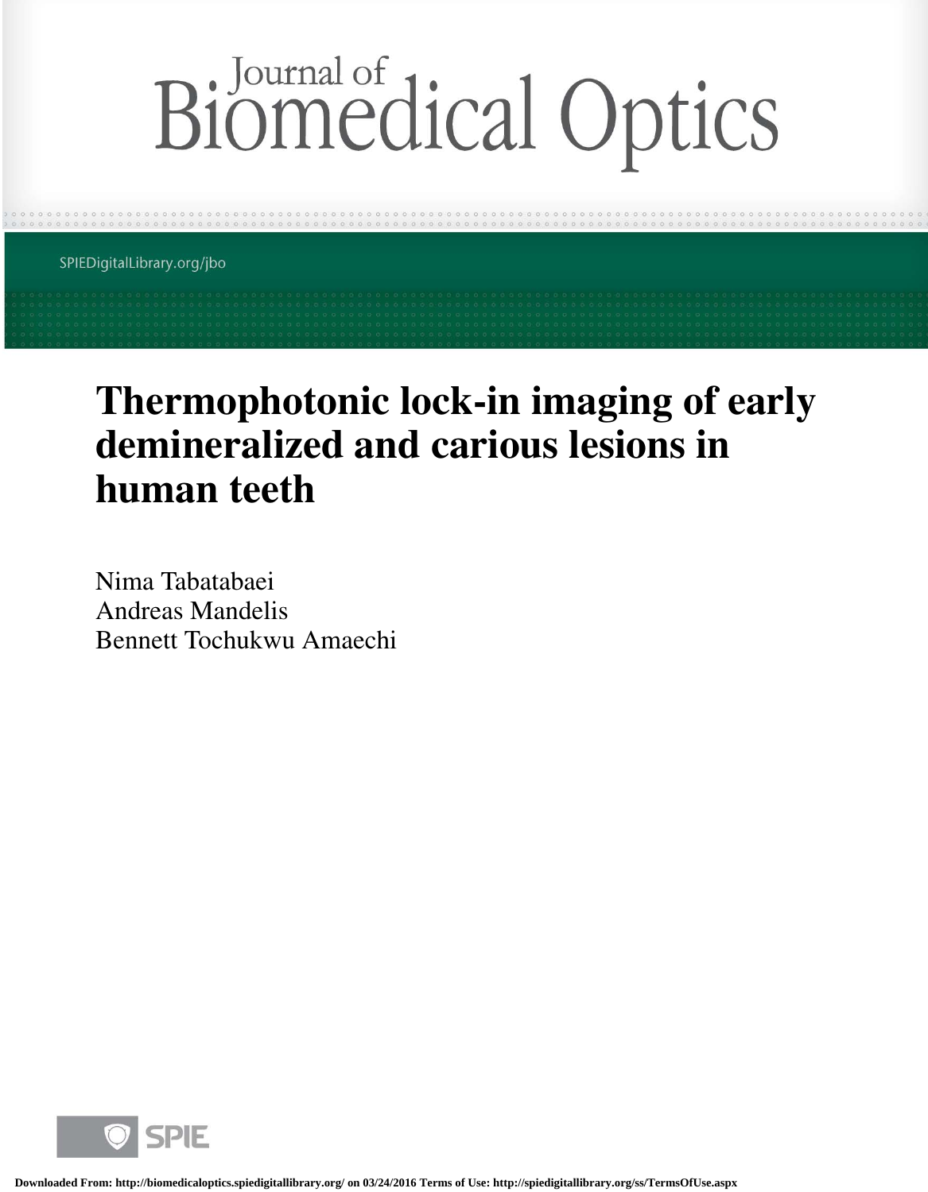# Journal of Biomedical Optics

SPIEDigitalLibrary.org/jbo

# Thermophotonic lock-in imaging of early demineralized and carious lesions in human teeth

Nima Tabatabaei
Andreas Mandelis
Bennett Tochukwu Amaechi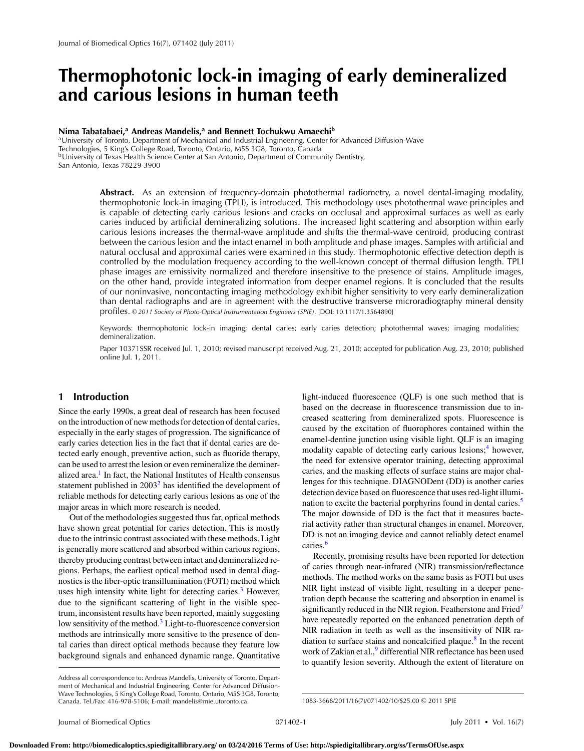# Thermophotonic lock-in imaging of early demineralized and carious lesions in human teeth

**Nima Tabatabaei,[a] Andreas Mandelis,[a] and Bennett Tochukwu Amaechi[b]**

[a]University of Toronto, Department of Mechanical and Industrial Engineering, Center for Advanced Diffusion-Wave Technologies, 5 King's College Road, Toronto, Ontario, M5S 3G8, Toronto, Canada
[b]University of Texas Health Science Center at San Antonio, Department of Community Dentistry, San Antonio, Texas 78229-3900

**Abstract.** As an extension of frequency-domain photothermal radiometry, a novel dental-imaging modality, thermophotonic lock-in imaging (TPLI), is introduced. This methodology uses photothermal wave principles and is capable of detecting early carious lesions and cracks on occlusal and approximal surfaces as well as early caries induced by artificial demineralizing solutions. The increased light scattering and absorption within early carious lesions increases the thermal-wave amplitude and shifts the thermal-wave centroid, producing contrast between the carious lesion and the intact enamel in both amplitude and phase images. Samples with artificial and natural occlusal and approximal caries were examined in this study. Thermophotonic effective detection depth is controlled by the modulation frequency according to the well-known concept of thermal diffusion length. TPLI phase images are emissivity normalized and therefore insensitive to the presence of stains. Amplitude images, on the other hand, provide integrated information from deeper enamel regions. It is concluded that the results of our noninvasive, noncontacting imaging methodology exhibit higher sensitivity to very early demineralization than dental radiographs and are in agreement with the destructive transverse microradiography mineral density profiles. *© 2011 Society of Photo-Optical Instrumentation Engineers (SPIE).* [DOI: 10.1117/1.3564890]

Keywords: thermophotonic lock-in imaging; dental caries; early caries detection; photothermal waves; imaging modalities; demineralization.

Paper 10371SSR received Jul. 1, 2010; revised manuscript received Aug. 21, 2010; accepted for publication Aug. 23, 2010; published online Jul. 1, 2011.

## 1 Introduction

Since the early 1990s, a great deal of research has been focused on the introduction of new methods for detection of dental caries, especially in the early stages of progression. The significance of early caries detection lies in the fact that if dental caries are detected early enough, preventive action, such as fluoride therapy, can be used to arrest the lesion or even remineralize the demineralized area.[1] In fact, the National Institutes of Health consensus statement published in 2003[2] has identified the development of reliable methods for detecting early carious lesions as one of the major areas in which more research is needed.

Out of the methodologies suggested thus far, optical methods have shown great potential for caries detection. This is mostly due to the intrinsic contrast associated with these methods. Light is generally more scattered and absorbed within carious regions, thereby producing contrast between intact and demineralized regions. Perhaps, the earliest optical method used in dental diagnostics is the fiber-optic transillumination (FOTI) method which uses high intensity white light for detecting caries.[3] However, due to the significant scattering of light in the visible spectrum, inconsistent results have been reported, mainly suggesting low sensitivity of the method.[3] Light-to-fluorescence conversion methods are intrinsically more sensitive to the presence of dental caries than direct optical methods because they feature low background signals and enhanced dynamic range. Quantitative light-induced fluorescence (QLF) is one such method that is based on the decrease in fluorescence transmission due to increased scattering from demineralized spots. Fluorescence is caused by the excitation of fluorophores contained within the enamel-dentine junction using visible light. QLF is an imaging modality capable of detecting early carious lesions;[4] however, the need for extensive operator training, detecting approximal caries, and the masking effects of surface stains are major challenges for this technique. DIAGNODent (DD) is another caries detection device based on fluorescence that uses red-light illumination to excite the bacterial porphyrins found in dental caries.[5] The major downside of DD is the fact that it measures bacterial activity rather than structural changes in enamel. Moreover, DD is not an imaging device and cannot reliably detect enamel caries.[6]

Recently, promising results have been reported for detection of caries through near-infrared (NIR) transmission/reflectance methods. The method works on the same basis as FOTI but uses NIR light instead of visible light, resulting in a deeper penetration depth because the scattering and absorption in enamel is significantly reduced in the NIR region. Featherstone and Fried[7] have repeatedly reported on the enhanced penetration depth of NIR radiation in teeth as well as the insensitivity of NIR radiation to surface stains and noncalcified plaque.[8] In the recent work of Zakian et al.,[9] differential NIR reflectance has been used to quantify lesion severity. Although the extent of literature on

Address all correspondence to: Andreas Mandelis, University of Toronto, Department of Mechanical and Industrial Engineering, Center for Advanced Diffusion-Wave Technologies, 5 King's College Road, Toronto, Ontario, M5S 3G8, Toronto, Canada. Tel./Fax: 416-978-5106; E-mail: mandelis@mie.utoronto.ca.

1083-3668/2011/16(7)/071402/10/$25.00 © 2011 SPIE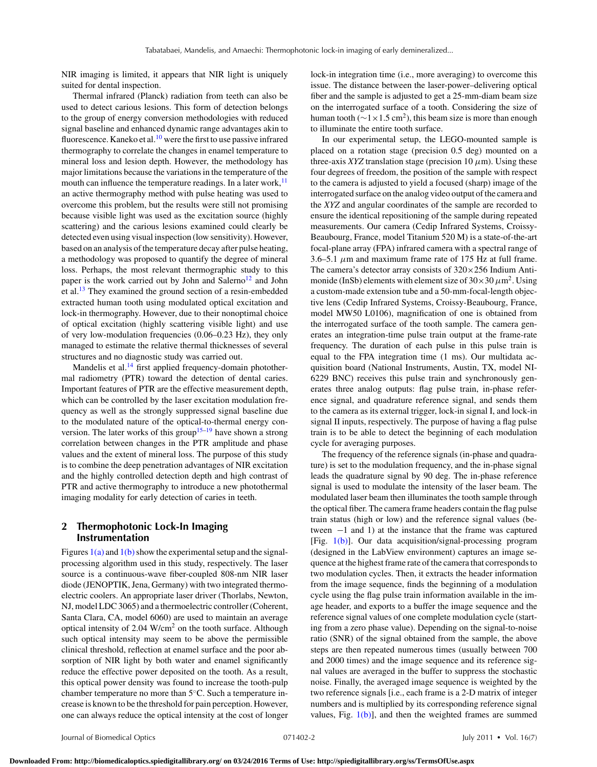NIR imaging is limited, it appears that NIR light is uniquely suited for dental inspection.

Thermal infrared (Planck) radiation from teeth can also be used to detect carious lesions. This form of detection belongs to the group of energy conversion methodologies with reduced signal baseline and enhanced dynamic range advantages akin to fluorescence. Kaneko et al.[10] were the first to use passive infrared thermography to correlate the changes in enamel temperature to mineral loss and lesion depth. However, the methodology has major limitations because the variations in the temperature of the mouth can influence the temperature readings. In a later work,[11] an active thermography method with pulse heating was used to overcome this problem, but the results were still not promising because visible light was used as the excitation source (highly scattering) and the carious lesions examined could clearly be detected even using visual inspection (low sensitivity). However, based on an analysis of the temperature decay after pulse heating, a methodology was proposed to quantify the degree of mineral loss. Perhaps, the most relevant thermographic study to this paper is the work carried out by John and Salerno[12] and John et al.[13] They examined the ground section of a resin-embedded extracted human tooth using modulated optical excitation and lock-in thermography. However, due to their nonoptimal choice of optical excitation (highly scattering visible light) and use of very low-modulation frequencies (0.06–0.23 Hz), they only managed to estimate the relative thermal thicknesses of several structures and no diagnostic study was carried out.

Mandelis et al.[14] first applied frequency-domain photothermal radiometry (PTR) toward the detection of dental caries. Important features of PTR are the effective measurement depth, which can be controlled by the laser excitation modulation frequency as well as the strongly suppressed signal baseline due to the modulated nature of the optical-to-thermal energy conversion. The later works of this group[15–19] have shown a strong correlation between changes in the PTR amplitude and phase values and the extent of mineral loss. The purpose of this study is to combine the deep penetration advantages of NIR excitation and the highly controlled detection depth and high contrast of PTR and active thermography to introduce a new photothermal imaging modality for early detection of caries in teeth.

## 2 Thermophotonic Lock-In Imaging Instrumentation

Figures 1(a) and 1(b) show the experimental setup and the signal-processing algorithm used in this study, respectively. The laser source is a continuous-wave fiber-coupled 808-nm NIR laser diode (JENOPTIK, Jena, Germany) with two integrated thermoelectric coolers. An appropriate laser driver (Thorlabs, Newton, NJ, model LDC 3065) and a thermoelectric controller (Coherent, Santa Clara, CA, model 6060) are used to maintain an average optical intensity of 2.04 W/cm$^2$ on the tooth surface. Although such optical intensity may seem to be above the permissible clinical threshold, reflection at enamel surface and the poor absorption of NIR light by both water and enamel significantly reduce the effective power deposited on the tooth. As a result, this optical power density was found to increase the tooth-pulp chamber temperature no more than 5°C. Such a temperature increase is known to be the threshold for pain perception. However, one can always reduce the optical intensity at the cost of longer lock-in integration time (i.e., more averaging) to overcome this issue. The distance between the laser-power–delivering optical fiber and the sample is adjusted to get a 25-mm-diam beam size on the interrogated surface of a tooth. Considering the size of human tooth ($\sim 1\times 1.5$ cm$^2$), this beam size is more than enough to illuminate the entire tooth surface.

In our experimental setup, the LEGO-mounted sample is placed on a rotation stage (precision 0.5 deg) mounted on a three-axis *XYZ* translation stage (precision 10 $\mu$m). Using these four degrees of freedom, the position of the sample with respect to the camera is adjusted to yield a focused (sharp) image of the interrogated surface on the analog video output of the camera and the *XYZ* and angular coordinates of the sample are recorded to ensure the identical repositioning of the sample during repeated measurements. Our camera (Cedip Infrared Systems, Croissy-Beaubourg, France, model Titanium 520 M) is a state-of-the-art focal-plane array (FPA) infrared camera with a spectral range of 3.6–5.1 $\mu$m and maximum frame rate of 175 Hz at full frame. The camera's detector array consists of $320\times 256$ Indium Antimonide (InSb) elements with element size of $30\times 30\ \mu$m$^2$. Using a custom-made extension tube and a 50-mm-focal-length objective lens (Cedip Infrared Systems, Croissy-Beaubourg, France, model MW50 L0106), magnification of one is obtained from the interrogated surface of the tooth sample. The camera generates an integration-time pulse train output at the frame-rate frequency. The duration of each pulse in this pulse train is equal to the FPA integration time (1 ms). Our multidata acquisition board (National Instruments, Austin, TX, model NI-6229 BNC) receives this pulse train and synchronously generates three analog outputs: flag pulse train, in-phase reference signal, and quadrature reference signal, and sends them to the camera as its external trigger, lock-in signal I, and lock-in signal II inputs, respectively. The purpose of having a flag pulse train is to be able to detect the beginning of each modulation cycle for averaging purposes.

The frequency of the reference signals (in-phase and quadrature) is set to the modulation frequency, and the in-phase signal leads the quadrature signal by 90 deg. The in-phase reference signal is used to modulate the intensity of the laser beam. The modulated laser beam then illuminates the tooth sample through the optical fiber. The camera frame headers contain the flag pulse train status (high or low) and the reference signal values (between $-1$ and 1) at the instance that the frame was captured [Fig. 1(b)]. Our data acquisition/signal-processing program (designed in the LabView environment) captures an image sequence at the highest frame rate of the camera that corresponds to two modulation cycles. Then, it extracts the header information from the image sequence, finds the beginning of a modulation cycle using the flag pulse train information available in the image header, and exports to a buffer the image sequence and the reference signal values of one complete modulation cycle (starting from a zero phase value). Depending on the signal-to-noise ratio (SNR) of the signal obtained from the sample, the above steps are then repeated numerous times (usually between 700 and 2000 times) and the image sequence and its reference signal values are averaged in the buffer to suppress the stochastic noise. Finally, the averaged image sequence is weighted by the two reference signals [i.e., each frame is a 2-D matrix of integer numbers and is multiplied by its corresponding reference signal values, Fig. 1(b)], and then the weighted frames are summed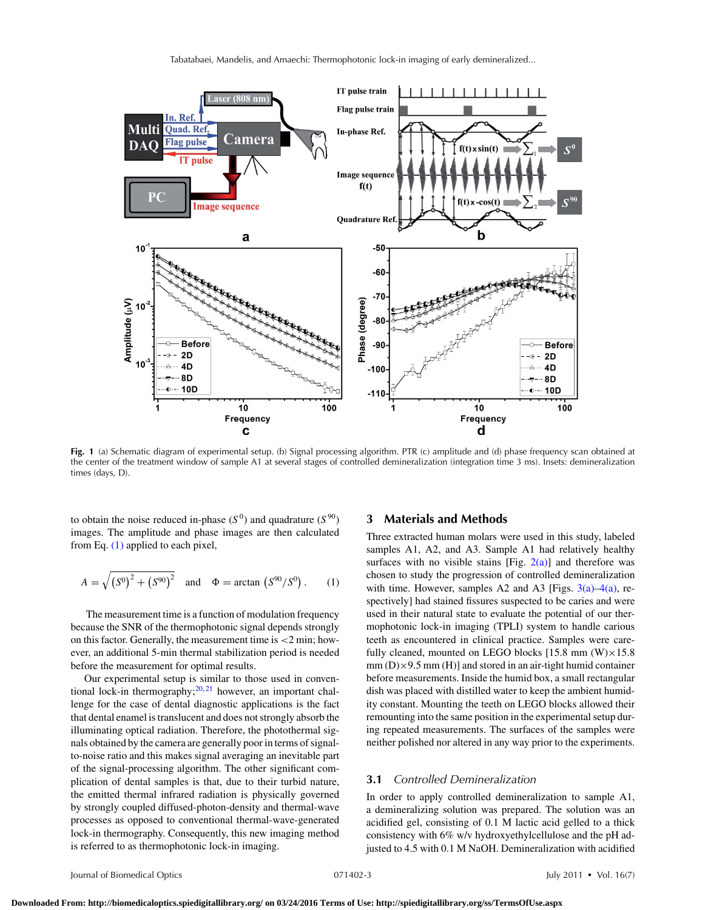**Fig. 1** (a) Schematic diagram of experimental setup. (b) Signal processing algorithm. PTR (c) amplitude and (d) phase frequency scan obtained at the center of the treatment window of sample A1 at several stages of controlled demineralization (integration time 3 ms). Insets: demineralization times (days, D).

to obtain the noise reduced in-phase ($S^0$) and quadrature ($S^{90}$) images. The amplitude and phase images are then calculated from Eq. (1) applied to each pixel,

$$A = \sqrt{\left(S^0\right)^2 + \left(S^{90}\right)^2} \quad \text{and} \quad \Phi = \arctan\left(S^{90}/S^0\right). \tag{1}$$

The measurement time is a function of modulation frequency because the SNR of the thermophotonic signal depends strongly on this factor. Generally, the measurement time is <2 min; however, an additional 5-min thermal stabilization period is needed before the measurement for optimal results.

Our experimental setup is similar to those used in conventional lock-in thermography;[20,21] however, an important challenge for the case of dental diagnostic applications is the fact that dental enamel is translucent and does not strongly absorb the illuminating optical radiation. Therefore, the photothermal signals obtained by the camera are generally poor in terms of signal-to-noise ratio and this makes signal averaging an inevitable part of the signal-processing algorithm. The other significant complication of dental samples is that, due to their turbid nature, the emitted thermal infrared radiation is physically governed by strongly coupled diffused-photon-density and thermal-wave processes as opposed to conventional thermal-wave-generated lock-in thermography. Consequently, this new imaging method is referred to as thermophotonic lock-in imaging.

## 3 Materials and Methods

Three extracted human molars were used in this study, labeled samples A1, A2, and A3. Sample A1 had relatively healthy surfaces with no visible stains [Fig. 2(a)] and therefore was chosen to study the progression of controlled demineralization with time. However, samples A2 and A3 [Figs. 3(a)–4(a), respectively] had stained fissures suspected to be caries and were used in their natural state to evaluate the potential of our thermophotonic lock-in imaging (TPLI) system to handle carious teeth as encountered in clinical practice. Samples were carefully cleaned, mounted on LEGO blocks [15.8 mm (W)×15.8 mm (D)×9.5 mm (H)] and stored in an air-tight humid container before measurements. Inside the humid box, a small rectangular dish was placed with distilled water to keep the ambient humidity constant. Mounting the teeth on LEGO blocks allowed their remounting into the same position in the experimental setup during repeated measurements. The surfaces of the samples were neither polished nor altered in any way prior to the experiments.

### 3.1 *Controlled Demineralization*

In order to apply controlled demineralization to sample A1, a demineralizing solution was prepared. The solution was an acidified gel, consisting of 0.1 M lactic acid gelled to a thick consistency with 6% w/v hydroxyethylcellulose and the pH adjusted to 4.5 with 0.1 M NaOH. Demineralization with acidified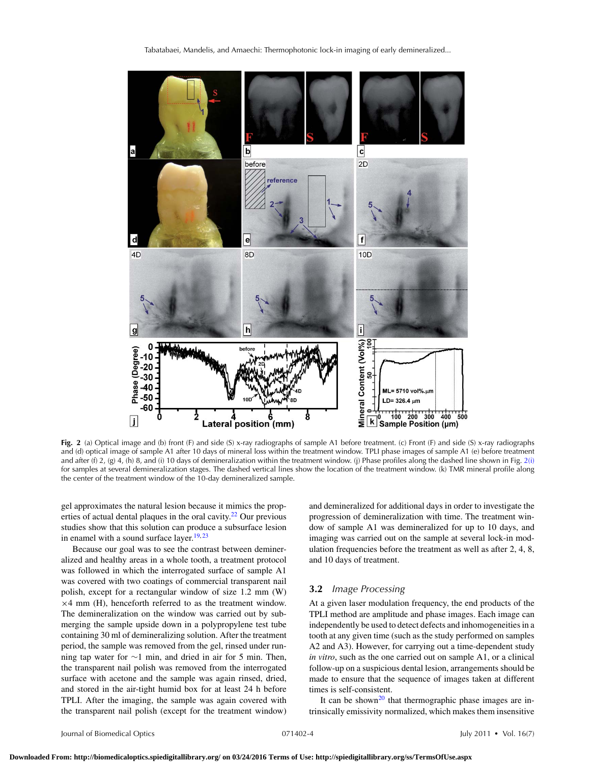**Fig. 2** (a) Optical image and (b) front (F) and side (S) x-ray radiographs of sample A1 before treatment. (c) Front (F) and side (S) x-ray radiographs and (d) optical image of sample A1 after 10 days of mineral loss within the treatment window. TPLI phase images of sample A1 (e) before treatment and after (f) 2, (g) 4, (h) 8, and (i) 10 days of demineralization within the treatment window. (j) Phase profiles along the dashed line shown in Fig. 2(i) for samples at several demineralization stages. The dashed vertical lines show the location of the treatment window. (k) TMR mineral profile along the center of the treatment window of the 10-day demineralized sample.

gel approximates the natural lesion because it mimics the properties of actual dental plaques in the oral cavity.[22] Our previous studies show that this solution can produce a subsurface lesion in enamel with a sound surface layer.[19,23]

Because our goal was to see the contrast between demineralized and healthy areas in a whole tooth, a treatment protocol was followed in which the interrogated surface of sample A1 was covered with two coatings of commercial transparent nail polish, except for a rectangular window of size 1.2 mm (W) $\times$4 mm (H), henceforth referred to as the treatment window. The demineralization on the window was carried out by submerging the sample upside down in a polypropylene test tube containing 30 ml of demineralizing solution. After the treatment period, the sample was removed from the gel, rinsed under running tap water for ~1 min, and dried in air for 5 min. Then, the transparent nail polish was removed from the interrogated surface with acetone and the sample was again rinsed, dried, and stored in the air-tight humid box for at least 24 h before TPLI. After the imaging, the sample was again covered with the transparent nail polish (except for the treatment window) and demineralized for additional days in order to investigate the progression of demineralization with time. The treatment window of sample A1 was demineralized for up to 10 days, and imaging was carried out on the sample at several lock-in modulation frequencies before the treatment as well as after 2, 4, 8, and 10 days of treatment.

### 3.2 *Image Processing*

At a given laser modulation frequency, the end products of the TPLI method are amplitude and phase images. Each image can independently be used to detect defects and inhomogeneities in a tooth at any given time (such as the study performed on samples A2 and A3). However, for carrying out a time-dependent study *in vitro*, such as the one carried out on sample A1, or a clinical follow-up on a suspicious dental lesion, arrangements should be made to ensure that the sequence of images taken at different times is self-consistent.

It can be shown[20] that thermographic phase images are intrinsically emissivity normalized, which makes them insensitive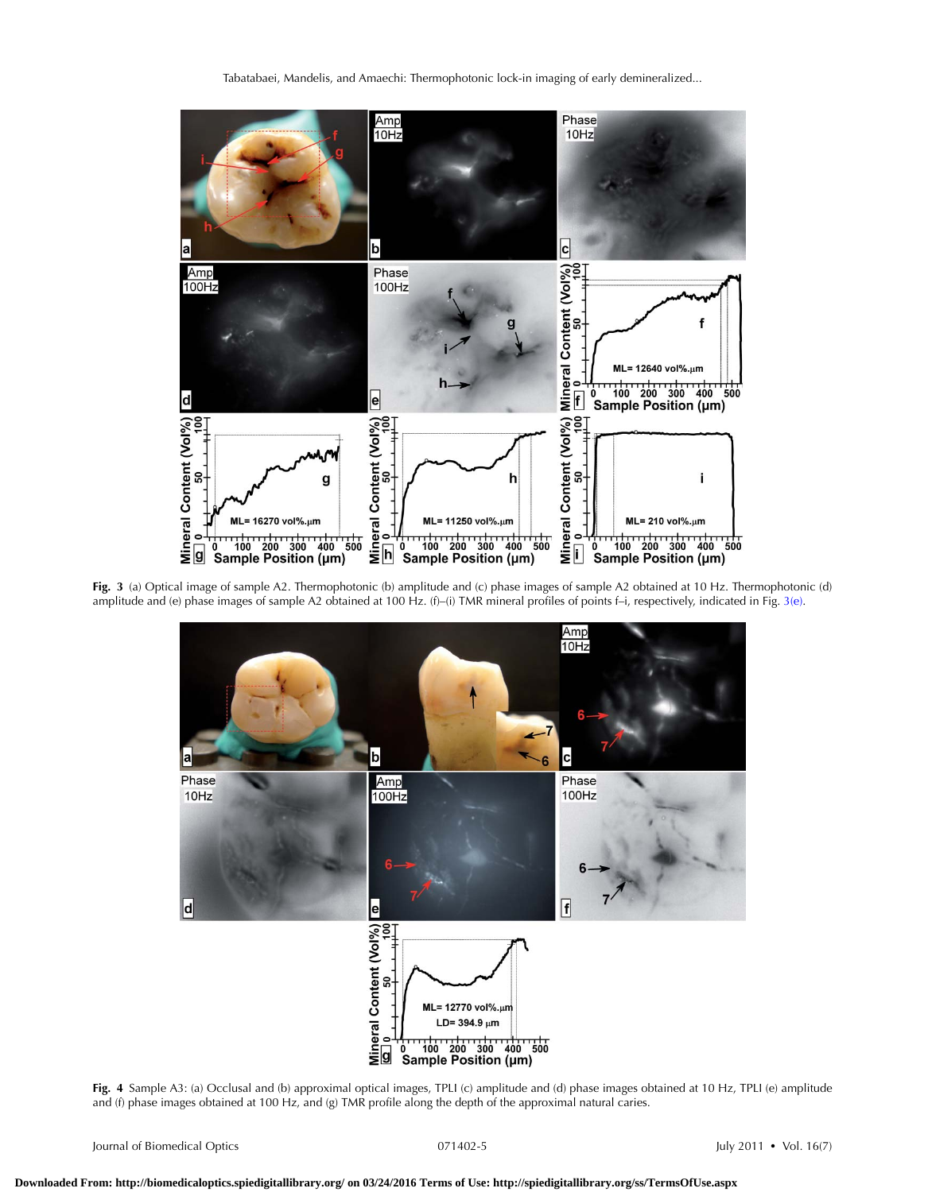**Fig. 3** (a) Optical image of sample A2. Thermophotonic (b) amplitude and (c) phase images of sample A2 obtained at 10 Hz. Thermophotonic (d) amplitude and (e) phase images of sample A2 obtained at 100 Hz. (f)–(i) TMR mineral profiles of points f–i, respectively, indicated in Fig. 3(e).

**Fig. 4** Sample A3: (a) Occlusal and (b) approximal optical images, TPLI (c) amplitude and (d) phase images obtained at 10 Hz, TPLI (e) amplitude and (f) phase images obtained at 100 Hz, and (g) TMR profile along the depth of the approximal natural caries.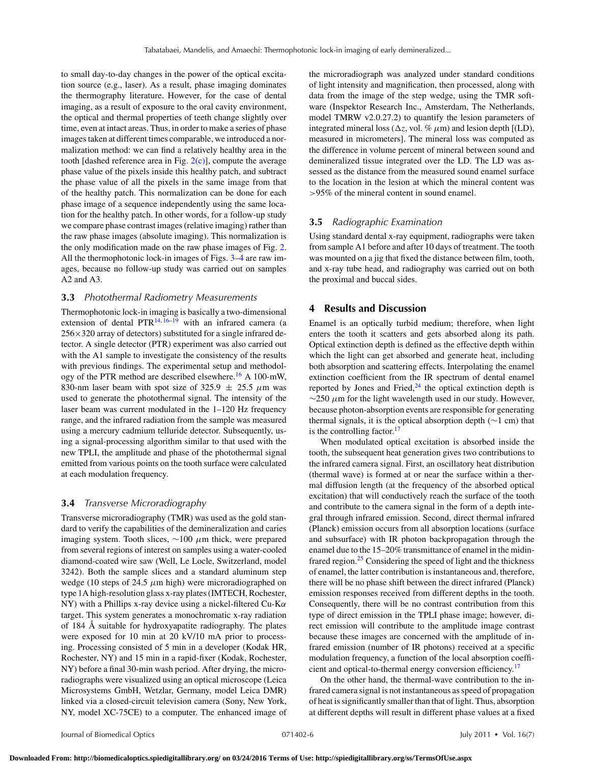to small day-to-day changes in the power of the optical excitation source (e.g., laser). As a result, phase imaging dominates the thermography literature. However, for the case of dental imaging, as a result of exposure to the oral cavity environment, the optical and thermal properties of teeth change slightly over time, even at intact areas. Thus, in order to make a series of phase images taken at different times comparable, we introduced a normalization method: we can find a relatively healthy area in the tooth [dashed reference area in Fig. 2(c)], compute the average phase value of the pixels inside this healthy patch, and subtract the phase value of all the pixels in the same image from that of the healthy patch. This normalization can be done for each phase image of a sequence independently using the same location for the healthy patch. In other words, for a follow-up study we compare phase contrast images (relative imaging) rather than the raw phase images (absolute imaging). This normalization is the only modification made on the raw phase images of Fig. 2. All the thermophotonic lock-in images of Figs. 3–4 are raw images, because no follow-up study was carried out on samples A2 and A3.

### 3.3 *Photothermal Radiometry Measurements*

Thermophotonic lock-in imaging is basically a two-dimensional extension of dental PTR[14,16–19] with an infrared camera (a $256\times320$ array of detectors) substituted for a single infrared detector. A single detector (PTR) experiment was also carried out with the A1 sample to investigate the consistency of the results with previous findings. The experimental setup and methodology of the PTR method are described elsewhere.[16] A 100-mW, 830-nm laser beam with spot size of $325.9 \pm 25.5$ $\mu$m was used to generate the photothermal signal. The intensity of the laser beam was current modulated in the 1–120 Hz frequency range, and the infrared radiation from the sample was measured using a mercury cadmium telluride detector. Subsequently, using a signal-processing algorithm similar to that used with the new TPLI, the amplitude and phase of the photothermal signal emitted from various points on the tooth surface were calculated at each modulation frequency.

### 3.4 *Transverse Microradiography*

Transverse microradiography (TMR) was used as the gold standard to verify the capabilities of the demineralization and caries imaging system. Tooth slices, $\sim$100 $\mu$m thick, were prepared from several regions of interest on samples using a water-cooled diamond-coated wire saw (Well, Le Locle, Switzerland, model 3242). Both the sample slices and a standard aluminum step wedge (10 steps of 24.5 $\mu$m high) were microradiographed on type 1A high-resolution glass x-ray plates (IMTECH, Rochester, NY) with a Phillips x-ray device using a nickel-filtered Cu-K$\alpha$ target. This system generates a monochromatic x-ray radiation of 184 Å suitable for hydroxyapatite radiography. The plates were exposed for 10 min at 20 kV/10 mA prior to processing. Processing consisted of 5 min in a developer (Kodak HR, Rochester, NY) and 15 min in a rapid-fixer (Kodak, Rochester, NY) before a final 30-min wash period. After drying, the microradiographs were visualized using an optical microscope (Leica Microsystems GmbH, Wetzlar, Germany, model Leica DMR) linked via a closed-circuit television camera (Sony, New York, NY, model XC-75CE) to a computer. The enhanced image of the microradiograph was analyzed under standard conditions of light intensity and magnification, then processed, along with data from the image of the step wedge, using the TMR software (Inspektor Research Inc., Amsterdam, The Netherlands, model TMRW v2.0.27.2) to quantify the lesion parameters of integrated mineral loss ($\Delta z$, vol. % $\mu$m) and lesion depth [(LD), measured in micrometers]. The mineral loss was computed as the difference in volume percent of mineral between sound and demineralized tissue integrated over the LD. The LD was assessed as the distance from the measured sound enamel surface to the location in the lesion at which the mineral content was >95% of the mineral content in sound enamel.

### 3.5 *Radiographic Examination*

Using standard dental x-ray equipment, radiographs were taken from sample A1 before and after 10 days of treatment. The tooth was mounted on a jig that fixed the distance between film, tooth, and x-ray tube head, and radiography was carried out on both the proximal and buccal sides.

## 4 Results and Discussion

Enamel is an optically turbid medium; therefore, when light enters the tooth it scatters and gets absorbed along its path. Optical extinction depth is defined as the effective depth within which the light can get absorbed and generate heat, including both absorption and scattering effects. Interpolating the enamel extinction coefficient from the IR spectrum of dental enamel reported by Jones and Fried,[24] the optical extinction depth is $\sim$250 $\mu$m for the light wavelength used in our study. However, because photon-absorption events are responsible for generating thermal signals, it is the optical absorption depth ($\sim$1 cm) that is the controlling factor.[17]

When modulated optical excitation is absorbed inside the tooth, the subsequent heat generation gives two contributions to the infrared camera signal. First, an oscillatory heat distribution (thermal wave) is formed at or near the surface within a thermal diffusion length (at the frequency of the absorbed optical excitation) that will conductively reach the surface of the tooth and contribute to the camera signal in the form of a depth integral through infrared emission. Second, direct thermal infrared (Planck) emission occurs from all absorption locations (surface and subsurface) with IR photon backpropagation through the enamel due to the 15–20% transmittance of enamel in the midinfrared region.[25] Considering the speed of light and the thickness of enamel, the latter contribution is instantaneous and, therefore, there will be no phase shift between the direct infrared (Planck) emission responses received from different depths in the tooth. Consequently, there will be no contrast contribution from this type of direct emission in the TPLI phase image; however, direct emission will contribute to the amplitude image contrast because these images are concerned with the amplitude of infrared emission (number of IR photons) received at a specific modulation frequency, a function of the local absorption coefficient and optical-to-thermal energy conversion efficiency.[17]

On the other hand, the thermal-wave contribution to the infrared camera signal is not instantaneous as speed of propagation of heat is significantly smaller than that of light. Thus, absorption at different depths will result in different phase values at a fixed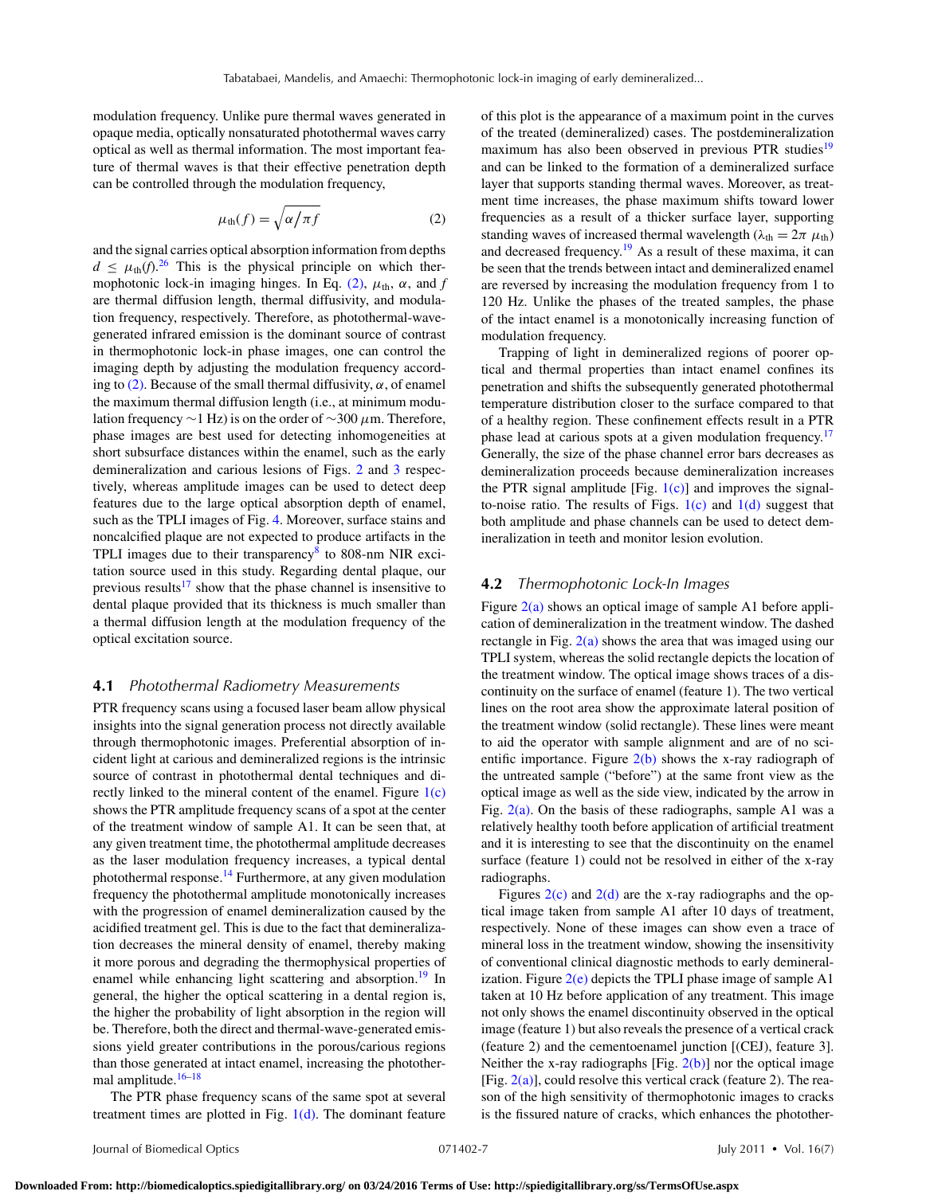modulation frequency. Unlike pure thermal waves generated in opaque media, optically nonsaturated photothermal waves carry optical as well as thermal information. The most important feature of thermal waves is that their effective penetration depth can be controlled through the modulation frequency,

$$\mu_{th}(f) = \sqrt{\alpha/\pi f} \tag{2}$$

and the signal carries optical absorption information from depths $d \leq \mu_{th}(f)$.[26] This is the physical principle on which thermophotonic lock-in imaging hinges. In Eq. (2), $\mu_{th}$, $\alpha$, and $f$ are thermal diffusion length, thermal diffusivity, and modulation frequency, respectively. Therefore, as photothermal-wave-generated infrared emission is the dominant source of contrast in thermophotonic lock-in phase images, one can control the imaging depth by adjusting the modulation frequency according to (2). Because of the small thermal diffusivity, $\alpha$, of enamel the maximum thermal diffusion length (i.e., at minimum modulation frequency ~1 Hz) is on the order of ~300 $\mu$m. Therefore, phase images are best used for detecting inhomogeneities at short subsurface distances within the enamel, such as the early demineralization and carious lesions of Figs. 2 and 3 respectively, whereas amplitude images can be used to detect deep features due to the large optical absorption depth of enamel, such as the TPLI images of Fig. 4. Moreover, surface stains and noncalcified plaque are not expected to produce artifacts in the TPLI images due to their transparency[8] to 808-nm NIR excitation source used in this study. Regarding dental plaque, our previous results[17] show that the phase channel is insensitive to dental plaque provided that its thickness is much smaller than a thermal diffusion length at the modulation frequency of the optical excitation source.

## 4.1 *Photothermal Radiometry Measurements*

PTR frequency scans using a focused laser beam allow physical insights into the signal generation process not directly available through thermophotonic images. Preferential absorption of incident light at carious and demineralized regions is the intrinsic source of contrast in photothermal dental techniques and directly linked to the mineral content of the enamel. Figure 1(c) shows the PTR amplitude frequency scans of a spot at the center of the treatment window of sample A1. It can be seen that, at any given treatment time, the photothermal amplitude decreases as the laser modulation frequency increases, a typical dental photothermal response.[14] Furthermore, at any given modulation frequency the photothermal amplitude monotonically increases with the progression of enamel demineralization caused by the acidified treatment gel. This is due to the fact that demineralization decreases the mineral density of enamel, thereby making it more porous and degrading the thermophysical properties of enamel while enhancing light scattering and absorption.[19] In general, the higher the optical scattering in a dental region is, the higher the probability of light absorption in the region will be. Therefore, both the direct and thermal-wave-generated emissions yield greater contributions in the porous/carious regions than those generated at intact enamel, increasing the photothermal amplitude.[16–18]

The PTR phase frequency scans of the same spot at several treatment times are plotted in Fig. 1(d). The dominant feature of this plot is the appearance of a maximum point in the curves of the treated (demineralized) cases. The postdemineralization maximum has also been observed in previous PTR studies[19] and can be linked to the formation of a demineralized surface layer that supports standing thermal waves. Moreover, as treatment time increases, the phase maximum shifts toward lower frequencies as a result of a thicker surface layer, supporting standing waves of increased thermal wavelength ($\lambda_{th} = 2\pi\ \mu_{th}$) and decreased frequency.[19] As a result of these maxima, it can be seen that the trends between intact and demineralized enamel are reversed by increasing the modulation frequency from 1 to 120 Hz. Unlike the phases of the treated samples, the phase of the intact enamel is a monotonically increasing function of modulation frequency.

Trapping of light in demineralized regions of poorer optical and thermal properties than intact enamel confines its penetration and shifts the subsequently generated photothermal temperature distribution closer to the surface compared to that of a healthy region. These confinement effects result in a PTR phase lead at carious spots at a given modulation frequency.[17] Generally, the size of the phase channel error bars decreases as demineralization proceeds because demineralization increases the PTR signal amplitude [Fig. 1(c)] and improves the signal-to-noise ratio. The results of Figs. 1(c) and 1(d) suggest that both amplitude and phase channels can be used to detect demineralization in teeth and monitor lesion evolution.

## 4.2 *Thermophotonic Lock-In Images*

Figure 2(a) shows an optical image of sample A1 before application of demineralization in the treatment window. The dashed rectangle in Fig. 2(a) shows the area that was imaged using our TPLI system, whereas the solid rectangle depicts the location of the treatment window. The optical image shows traces of a discontinuity on the surface of enamel (feature 1). The two vertical lines on the root area show the approximate lateral position of the treatment window (solid rectangle). These lines were meant to aid the operator with sample alignment and are of no scientific importance. Figure 2(b) shows the x-ray radiograph of the untreated sample ("before") at the same front view as the optical image as well as the side view, indicated by the arrow in Fig. 2(a). On the basis of these radiographs, sample A1 was a relatively healthy tooth before application of artificial treatment and it is interesting to see that the discontinuity on the enamel surface (feature 1) could not be resolved in either of the x-ray radiographs.

Figures 2(c) and 2(d) are the x-ray radiographs and the optical image taken from sample A1 after 10 days of treatment, respectively. None of these images can show even a trace of mineral loss in the treatment window, showing the insensitivity of conventional clinical diagnostic methods to early demineralization. Figure 2(e) depicts the TPLI phase image of sample A1 taken at 10 Hz before application of any treatment. This image not only shows the enamel discontinuity observed in the optical image (feature 1) but also reveals the presence of a vertical crack (feature 2) and the cementoenamel junction [(CEJ), feature 3]. Neither the x-ray radiographs [Fig. 2(b)] nor the optical image [Fig. 2(a)], could resolve this vertical crack (feature 2). The reason of the high sensitivity of thermophotonic images to cracks is the fissured nature of cracks, which enhances the photother-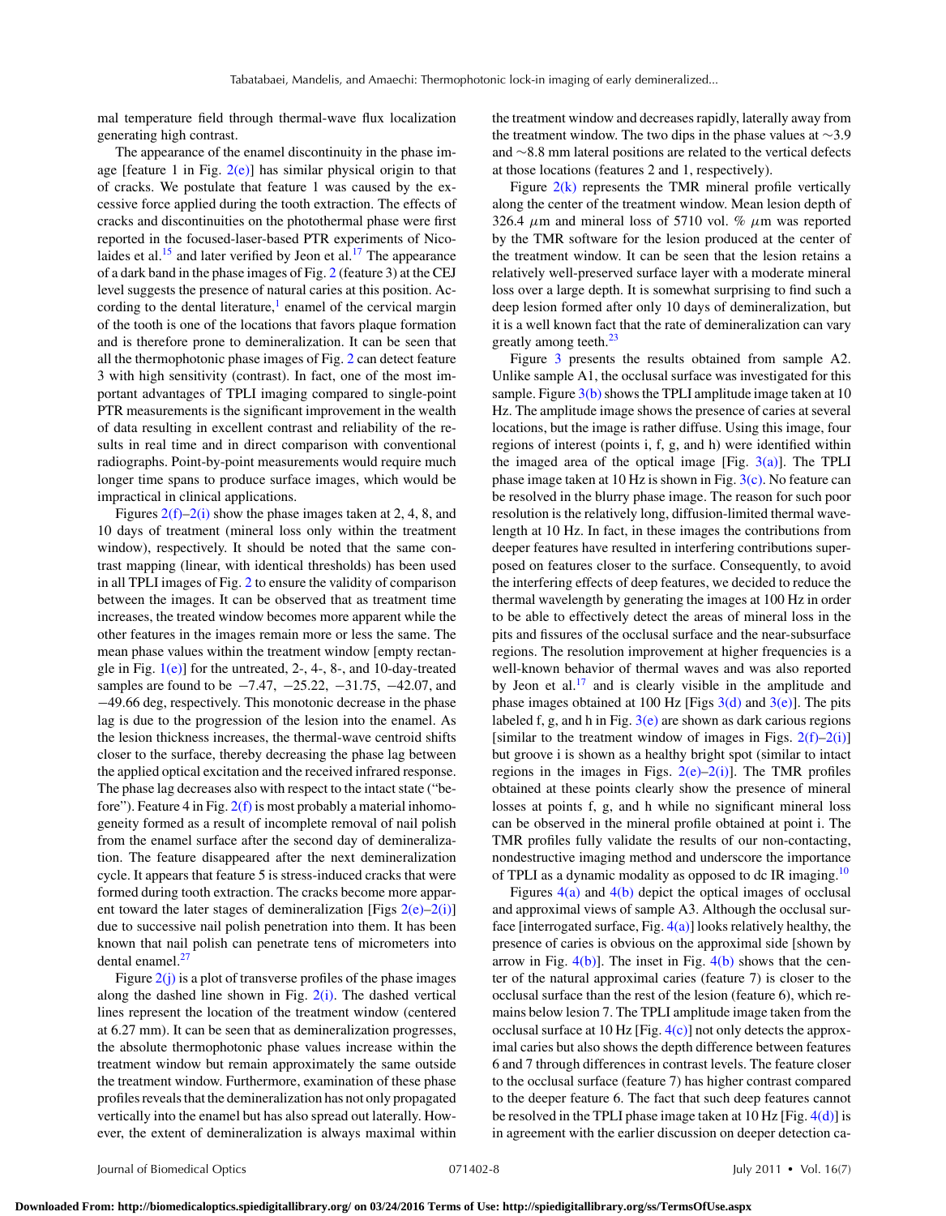mal temperature field through thermal-wave flux localization generating high contrast.

The appearance of the enamel discontinuity in the phase image [feature 1 in Fig. 2(e)] has similar physical origin to that of cracks. We postulate that feature 1 was caused by the excessive force applied during the tooth extraction. The effects of cracks and discontinuities on the photothermal phase were first reported in the focused-laser-based PTR experiments of Nicolaides et al.[15] and later verified by Jeon et al.[17] The appearance of a dark band in the phase images of Fig. 2 (feature 3) at the CEJ level suggests the presence of natural caries at this position. According to the dental literature,[1] enamel of the cervical margin of the tooth is one of the locations that favors plaque formation and is therefore prone to demineralization. It can be seen that all the thermophotonic phase images of Fig. 2 can detect feature 3 with high sensitivity (contrast). In fact, one of the most important advantages of TPLI imaging compared to single-point PTR measurements is the significant improvement in the wealth of data resulting in excellent contrast and reliability of the results in real time and in direct comparison with conventional radiographs. Point-by-point measurements would require much longer time spans to produce surface images, which would be impractical in clinical applications.

Figures 2(f)–2(i) show the phase images taken at 2, 4, 8, and 10 days of treatment (mineral loss only within the treatment window), respectively. It should be noted that the same contrast mapping (linear, with identical thresholds) has been used in all TPLI images of Fig. 2 to ensure the validity of comparison between the images. It can be observed that as treatment time increases, the treated window becomes more apparent while the other features in the images remain more or less the same. The mean phase values within the treatment window [empty rectangle in Fig. 1(e)] for the untreated, 2-, 4-, 8-, and 10-day-treated samples are found to be −7.47, −25.22, −31.75, −42.07, and −49.66 deg, respectively. This monotonic decrease in the phase lag is due to the progression of the lesion into the enamel. As the lesion thickness increases, the thermal-wave centroid shifts closer to the surface, thereby decreasing the phase lag between the applied optical excitation and the received infrared response. The phase lag decreases also with respect to the intact state ("before"). Feature 4 in Fig. 2(f) is most probably a material inhomogeneity formed as a result of incomplete removal of nail polish from the enamel surface after the second day of demineralization. The feature disappeared after the next demineralization cycle. It appears that feature 5 is stress-induced cracks that were formed during tooth extraction. The cracks become more apparent toward the later stages of demineralization [Figs 2(e)–2(i)] due to successive nail polish penetration into them. It has been known that nail polish can penetrate tens of micrometers into dental enamel.[27]

Figure 2(j) is a plot of transverse profiles of the phase images along the dashed line shown in Fig. 2(i). The dashed vertical lines represent the location of the treatment window (centered at 6.27 mm). It can be seen that as demineralization progresses, the absolute thermophotonic phase values increase within the treatment window but remain approximately the same outside the treatment window. Furthermore, examination of these phase profiles reveals that the demineralization has not only propagated vertically into the enamel but has also spread out laterally. However, the extent of demineralization is always maximal within the treatment window and decreases rapidly, laterally away from the treatment window. The two dips in the phase values at ∼3.9 and ∼8.8 mm lateral positions are related to the vertical defects at those locations (features 2 and 1, respectively).

Figure 2(k) represents the TMR mineral profile vertically along the center of the treatment window. Mean lesion depth of 326.4 $\mu$m and mineral loss of 5710 vol. % $\mu$m was reported by the TMR software for the lesion produced at the center of the treatment window. It can be seen that the lesion retains a relatively well-preserved surface layer with a moderate mineral loss over a large depth. It is somewhat surprising to find such a deep lesion formed after only 10 days of demineralization, but it is a well known fact that the rate of demineralization can vary greatly among teeth.[23]

Figure 3 presents the results obtained from sample A2. Unlike sample A1, the occlusal surface was investigated for this sample. Figure 3(b) shows the TPLI amplitude image taken at 10 Hz. The amplitude image shows the presence of caries at several locations, but the image is rather diffuse. Using this image, four regions of interest (points i, f, g, and h) were identified within the imaged area of the optical image [Fig. 3(a)]. The TPLI phase image taken at 10 Hz is shown in Fig. 3(c). No feature can be resolved in the blurry phase image. The reason for such poor resolution is the relatively long, diffusion-limited thermal wavelength at 10 Hz. In fact, in these images the contributions from deeper features have resulted in interfering contributions superposed on features closer to the surface. Consequently, to avoid the interfering effects of deep features, we decided to reduce the thermal wavelength by generating the images at 100 Hz in order to be able to effectively detect the areas of mineral loss in the pits and fissures of the occlusal surface and the near-subsurface regions. The resolution improvement at higher frequencies is a well-known behavior of thermal waves and was also reported by Jeon et al.[17] and is clearly visible in the amplitude and phase images obtained at 100 Hz [Figs 3(d) and 3(e)]. The pits labeled f, g, and h in Fig. 3(e) are shown as dark carious regions [similar to the treatment window of images in Figs. 2(f)–2(i)] but groove i is shown as a healthy bright spot (similar to intact regions in the images in Figs. 2(e)–2(i)]. The TMR profiles obtained at these points clearly show the presence of mineral losses at points f, g, and h while no significant mineral loss can be observed in the mineral profile obtained at point i. The TMR profiles fully validate the results of our non-contacting, nondestructive imaging method and underscore the importance of TPLI as a dynamic modality as opposed to dc IR imaging.[10]

Figures 4(a) and 4(b) depict the optical images of occlusal and approximal views of sample A3. Although the occlusal surface [interrogated surface, Fig. 4(a)] looks relatively healthy, the presence of caries is obvious on the approximal side [shown by arrow in Fig. 4(b)]. The inset in Fig. 4(b) shows that the center of the natural approximal caries (feature 7) is closer to the occlusal surface than the rest of the lesion (feature 6), which remains below lesion 7. The TPLI amplitude image taken from the occlusal surface at 10 Hz [Fig. 4(c)] not only detects the approximal caries but also shows the depth difference between features 6 and 7 through differences in contrast levels. The feature closer to the occlusal surface (feature 7) has higher contrast compared to the deeper feature 6. The fact that such deep features cannot be resolved in the TPLI phase image taken at 10 Hz [Fig. 4(d)] is in agreement with the earlier discussion on deeper detection ca-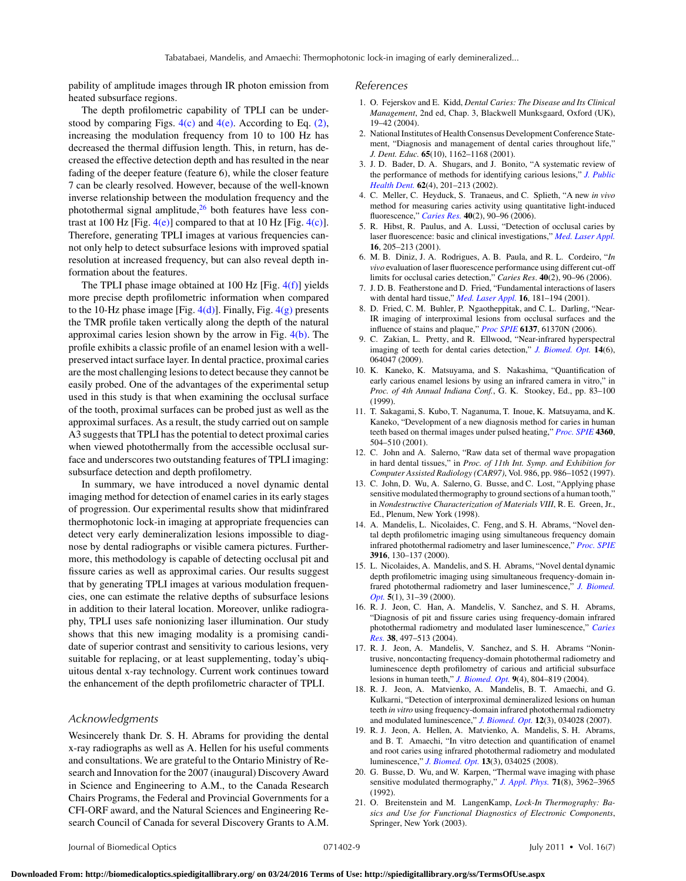pability of amplitude images through IR photon emission from heated subsurface regions.

The depth profilometric capability of TPLI can be understood by comparing Figs. 4(c) and 4(e). According to Eq. (2), increasing the modulation frequency from 10 to 100 Hz has decreased the thermal diffusion length. This, in return, has decreased the effective detection depth and has resulted in the near fading of the deeper feature (feature 6), while the closer feature 7 can be clearly resolved. However, because of the well-known inverse relationship between the modulation frequency and the photothermal signal amplitude,[26] both features have less contrast at 100 Hz [Fig. 4(e)] compared to that at 10 Hz [Fig. 4(c)]. Therefore, generating TPLI images at various frequencies cannot only help to detect subsurface lesions with improved spatial resolution at increased frequency, but can also reveal depth information about the features.

The TPLI phase image obtained at 100 Hz [Fig. 4(f)] yields more precise depth profilometric information when compared to the 10-Hz phase image [Fig. 4(d)]. Finally, Fig. 4(g) presents the TMR profile taken vertically along the depth of the natural approximal caries lesion shown by the arrow in Fig. 4(b). The profile exhibits a classic profile of an enamel lesion with a well-preserved intact surface layer. In dental practice, proximal caries are the most challenging lesions to detect because they cannot be easily probed. One of the advantages of the experimental setup used in this study is that when examining the occlusal surface of the tooth, proximal surfaces can be probed just as well as the approximal surfaces. As a result, the study carried out on sample A3 suggests that TPLI has the potential to detect proximal caries when viewed photothermally from the accessible occlusal surface and underscores two outstanding features of TPLI imaging: subsurface detection and depth profilometry.

In summary, we have introduced a novel dynamic dental imaging method for detection of enamel caries in its early stages of progression. Our experimental results show that midinfrared thermophotonic lock-in imaging at appropriate frequencies can detect very early demineralization lesions impossible to diagnose by dental radiographs or visible camera pictures. Furthermore, this methodology is capable of detecting occlusal pit and fissure caries as well as approximal caries. Our results suggest that by generating TPLI images at various modulation frequencies, one can estimate the relative depths of subsurface lesions in addition to their lateral location. Moreover, unlike radiography, TPLI uses safe nonionizing laser illumination. Our study shows that this new imaging modality is a promising candidate of superior contrast and sensitivity to carious lesions, very suitable for replacing, or at least supplementing, today's ubiquitous dental x-ray technology. Current work continues toward the enhancement of the depth profilometric character of TPLI.

## Acknowledgments

Wesincerely thank Dr. S. H. Abrams for providing the dental x-ray radiographs as well as A. Hellen for his useful comments and consultations. We are grateful to the Ontario Ministry of Research and Innovation for the 2007 (inaugural) Discovery Award in Science and Engineering to A.M., to the Canada Research Chairs Programs, the Federal and Provincial Governments for a CFI-ORF award, and the Natural Sciences and Engineering Research Council of Canada for several Discovery Grants to A.M.

## References

1. O. Fejerskov and E. Kidd, *Dental Caries: The Disease and Its Clinical Management*, 2nd ed, Chap. 3, Blackwell Munksgaard, Oxford (UK), 19–42 (2004).
2. National Institutes of Health Consensus Development Conference Statement, "Diagnosis and management of dental caries throughout life," *J. Dent. Educ.* **65**(10), 1162–1168 (2001).
3. J. D. Bader, D. A. Shugars, and J. Bonito, "A systematic review of the performance of methods for identifying carious lesions," *J. Public Health Dent.* **62**(4), 201–213 (2002).
4. C. Meller, C. Heyduck, S. Tranaeus, and C. Splieth, "A new *in vivo* method for measuring caries activity using quantitative light-induced fluorescence," *Caries Res.* **40**(2), 90–96 (2006).
5. R. Hibst, R. Paulus, and A. Lussi, "Detection of occlusal caries by laser fluorescence: basic and clinical investigations," *Med. Laser Appl.* **16**, 205–213 (2001).
6. M. B. Diniz, J. A. Rodrigues, A. B. Paula, and R. L. Cordeiro, "*In vivo* evaluation of laser fluorescence performance using different cut-off limits for occlusal caries detection," *Caries Res.* **40**(2), 90–96 (2006).
7. J. D. B. Featherstone and D. Fried, "Fundamental interactions of lasers with dental hard tissue," *Med. Laser Appl.* **16**, 181–194 (2001).
8. D. Fried, C. M. Buhler, P. Ngaotheppitak, and C. L. Darling, "Near-IR imaging of interproximal lesions from occlusal surfaces and the influence of stains and plaque," *Proc SPIE* **6137**, 61370N (2006).
9. C. Zakian, L. Pretty, and R. Ellwood, "Near-infrared hyperspectral imaging of teeth for dental caries detection," *J. Biomed. Opt.* **14**(6), 064047 (2009).
10. K. Kaneko, K. Matsuyama, and S. Nakashima, "Quantification of early carious enamel lesions by using an infrared camera in vitro," in *Proc. of 4th Annual Indiana Conf.*, G. K. Stookey, Ed., pp. 83–100 (1999).
11. T. Sakagami, S. Kubo, T. Naganuma, T. Inoue, K. Matsuyama, and K. Kaneko, "Development of a new diagnosis method for caries in human teeth based on thermal images under pulsed heating," *Proc. SPIE* **4360**, 504–510 (2001).
12. C. John and A. Salerno, "Raw data set of thermal wave propagation in hard dental tissues," in *Proc. of 11th Int. Symp. and Exhibition for Computer Assisted Radiology (CAR97)*, Vol. 986, pp. 986–1052 (1997).
13. C. John, D. Wu, A. Salerno, G. Busse, and C. Lost, "Applying phase sensitive modulated thermography to ground sections of a human tooth," in *Nondestructive Characterization of Materials VIII*, R. E. Green, Jr., Ed., Plenum, New York (1998).
14. A. Mandelis, L. Nicolaides, C. Feng, and S. H. Abrams, "Novel dental depth profilometric imaging using simultaneous frequency domain infrared photothermal radiometry and laser luminescence," *Proc. SPIE* **3916**, 130–137 (2000).
15. L. Nicolaides, A. Mandelis, and S. H. Abrams, "Novel dental dynamic depth profilometric imaging using simultaneous frequency-domain infrared photothermal radiometry and laser luminescence," *J. Biomed. Opt.* **5**(1), 31–39 (2000).
16. R. J. Jeon, C. Han, A. Mandelis, V. Sanchez, and S. H. Abrams, "Diagnosis of pit and fissure caries using frequency-domain infrared photothermal radiometry and modulated laser luminescence," *Caries Res.* **38**, 497–513 (2004).
17. R. J. Jeon, A. Mandelis, V. Sanchez, and S. H. Abrams "Nonintrusive, noncontacting frequency-domain photothermal radiometry and luminescence depth profilometry of carious and artificial subsurface lesions in human teeth," *J. Biomed. Opt.* **9**(4), 804–819 (2004).
18. R. J. Jeon, A. Matvienko, A. Mandelis, B. T. Amaechi, and G. Kulkarni, "Detection of interproximal demineralized lesions on human teeth *in vitro* using frequency-domain infrared photothermal radiometry and modulated luminescence," *J. Biomed. Opt.* **12**(3), 034028 (2007).
19. R. J. Jeon, A. Hellen, A. Matvienko, A. Mandelis, S. H. Abrams, and B. T. Amaechi, "In vitro detection and quantification of enamel and root caries using infrared photothermal radiometry and modulated luminescence," *J. Biomed. Opt.* **13**(3), 034025 (2008).
20. G. Busse, D. Wu, and W. Karpen, "Thermal wave imaging with phase sensitive modulated thermography," *J. Appl. Phys.* **71**(8), 3962–3965 (1992).
21. O. Breitenstein and M. LangenKamp, *Lock-In Thermography: Basics and Use for Functional Diagnostics of Electronic Components*, Springer, New York (2003).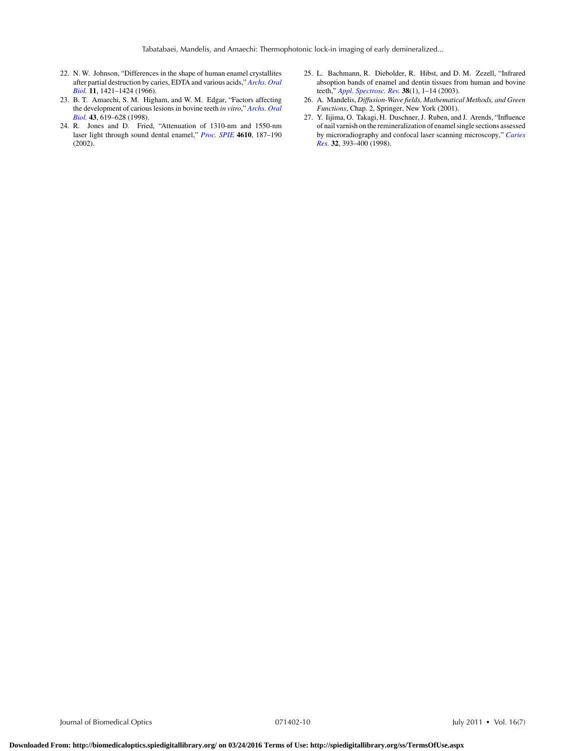22. N. W. Johnson, "Differences in the shape of human enamel crystallites after partial destruction by caries, EDTA and various acids," *Archs. Oral Biol.* **11**, 1421–1424 (1966).
23. B. T. Amaechi, S. M. Higham, and W. M. Edgar, "Factors affecting the development of carious lesions in bovine teeth *in vitro*," *Archs. Oral Biol.* **43**, 619–628 (1998).
24. R. Jones and D. Fried, "Attenuation of 1310-nm and 1550-nm laser light through sound dental enamel," *Proc. SPIE* **4610**, 187–190 (2002).
25. L. Bachmann, R. Diebolder, R. Hibst, and D. M. Zezell, "Infrared absoption bands of enamel and dentin tissues from human and bovine teeth," *Appl. Spectrosc. Rev.* **38**(1), 1–14 (2003).
26. A. Mandelis, *Diffusion-Wave fields, Mathematical Methods, and Green Functions*, Chap. 2, Springer, New York (2001).
27. Y. Iijima, O. Takagi, H. Duschner, J. Ruben, and J. Arends, "Influence of nail varnish on the remineralization of enamel single sections assessed by microradiography and confocal laser scanning microscopy," *Caries Res.* **32**, 393–400 (1998).